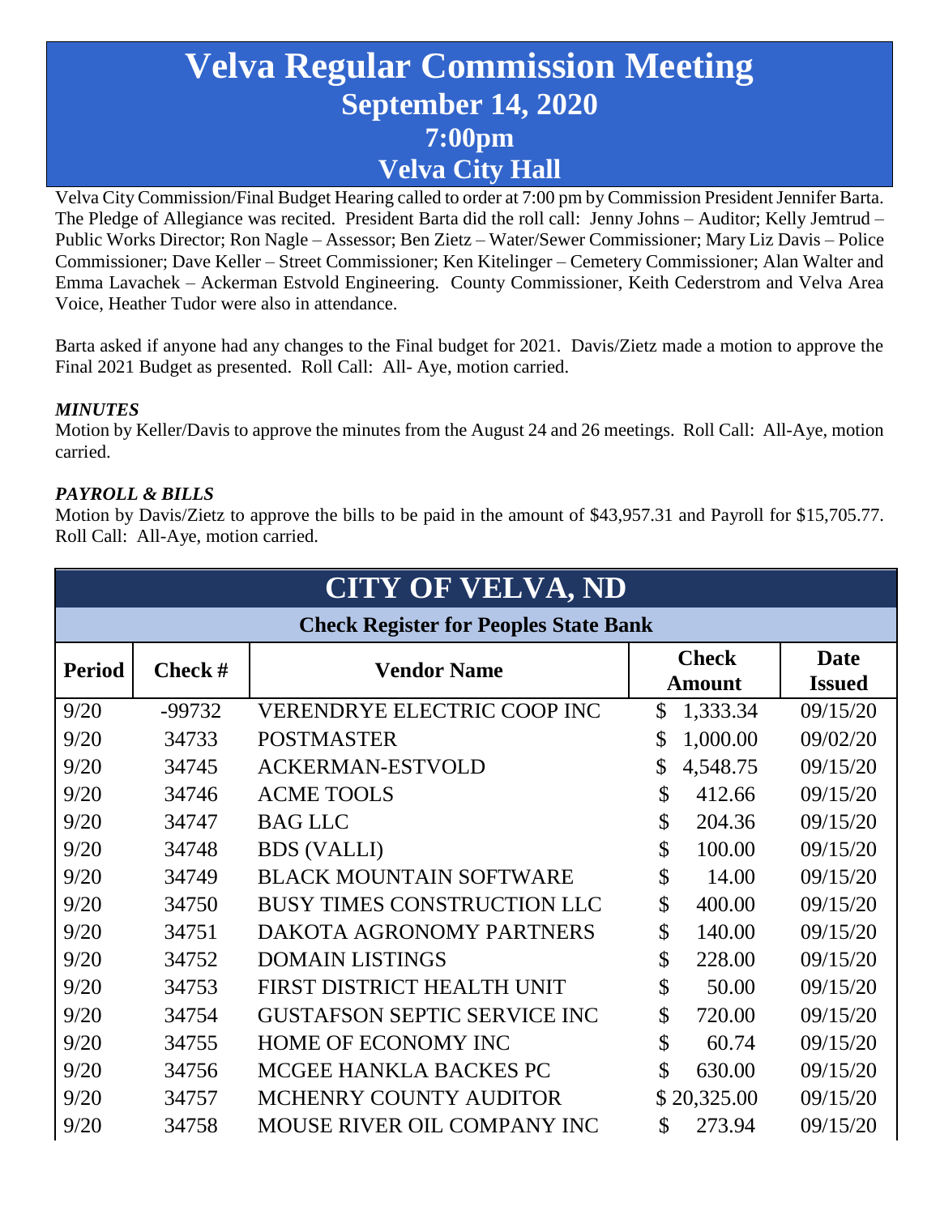# Velva Regular Commission Meeting
## September 14, 2020
## 7:00pm
## Velva City Hall

Velva City Commission/Final Budget Hearing called to order at 7:00 pm by Commission President Jennifer Barta. The Pledge of Allegiance was recited. President Barta did the roll call: Jenny Johns – Auditor; Kelly Jemtrud – Public Works Director; Ron Nagle – Assessor; Ben Zietz – Water/Sewer Commissioner; Mary Liz Davis – Police Commissioner; Dave Keller – Street Commissioner; Ken Kitelinger – Cemetery Commissioner; Alan Walter and Emma Lavachek – Ackerman Estvold Engineering. County Commissioner, Keith Cederstrom and Velva Area Voice, Heather Tudor were also in attendance.

Barta asked if anyone had any changes to the Final budget for 2021. Davis/Zietz made a motion to approve the Final 2021 Budget as presented. Roll Call: All- Aye, motion carried.

***MINUTES***

Motion by Keller/Davis to approve the minutes from the August 24 and 26 meetings. Roll Call: All-Aye, motion carried.

***PAYROLL & BILLS***

Motion by Davis/Zietz to approve the bills to be paid in the amount of $43,957.31 and Payroll for $15,705.77. Roll Call: All-Aye, motion carried.

**CITY OF VELVA, ND**

**Check Register for Peoples State Bank**

| Period | Check # | Vendor Name | Check Amount | Date Issued |
|---|---|---|---|---|
| 9/20 | -99732 | VERENDRYE ELECTRIC COOP INC | $ 1,333.34 | 09/15/20 |
| 9/20 | 34733 | POSTMASTER | $ 1,000.00 | 09/02/20 |
| 9/20 | 34745 | ACKERMAN-ESTVOLD | $ 4,548.75 | 09/15/20 |
| 9/20 | 34746 | ACME TOOLS | $ 412.66 | 09/15/20 |
| 9/20 | 34747 | BAG LLC | $ 204.36 | 09/15/20 |
| 9/20 | 34748 | BDS (VALLI) | $ 100.00 | 09/15/20 |
| 9/20 | 34749 | BLACK MOUNTAIN SOFTWARE | $ 14.00 | 09/15/20 |
| 9/20 | 34750 | BUSY TIMES CONSTRUCTION LLC | $ 400.00 | 09/15/20 |
| 9/20 | 34751 | DAKOTA AGRONOMY PARTNERS | $ 140.00 | 09/15/20 |
| 9/20 | 34752 | DOMAIN LISTINGS | $ 228.00 | 09/15/20 |
| 9/20 | 34753 | FIRST DISTRICT HEALTH UNIT | $ 50.00 | 09/15/20 |
| 9/20 | 34754 | GUSTAFSON SEPTIC SERVICE INC | $ 720.00 | 09/15/20 |
| 9/20 | 34755 | HOME OF ECONOMY INC | $ 60.74 | 09/15/20 |
| 9/20 | 34756 | MCGEE HANKLA BACKES PC | $ 630.00 | 09/15/20 |
| 9/20 | 34757 | MCHENRY COUNTY AUDITOR | $ 20,325.00 | 09/15/20 |
| 9/20 | 34758 | MOUSE RIVER OIL COMPANY INC | $ 273.94 | 09/15/20 |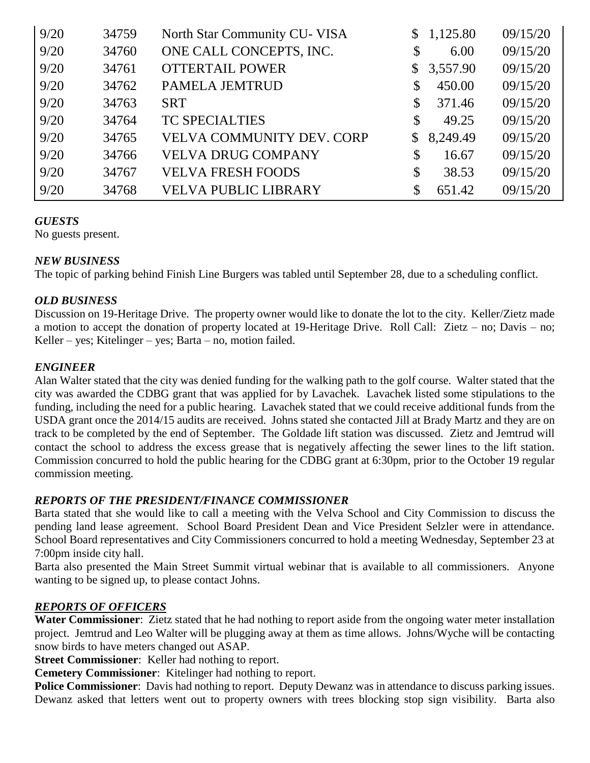| | | | | |
|---|---|---|---|---|
| 9/20 | 34759 | North Star Community CU- VISA | $ 1,125.80 | 09/15/20 |
| 9/20 | 34760 | ONE CALL CONCEPTS, INC. | $ 6.00 | 09/15/20 |
| 9/20 | 34761 | OTTERTAIL POWER | $ 3,557.90 | 09/15/20 |
| 9/20 | 34762 | PAMELA JEMTRUD | $ 450.00 | 09/15/20 |
| 9/20 | 34763 | SRT | $ 371.46 | 09/15/20 |
| 9/20 | 34764 | TC SPECIALTIES | $ 49.25 | 09/15/20 |
| 9/20 | 34765 | VELVA COMMUNITY DEV. CORP | $ 8,249.49 | 09/15/20 |
| 9/20 | 34766 | VELVA DRUG COMPANY | $ 16.67 | 09/15/20 |
| 9/20 | 34767 | VELVA FRESH FOODS | $ 38.53 | 09/15/20 |
| 9/20 | 34768 | VELVA PUBLIC LIBRARY | $ 651.42 | 09/15/20 |

***GUESTS***

No guests present.

***NEW BUSINESS***

The topic of parking behind Finish Line Burgers was tabled until September 28, due to a scheduling conflict.

***OLD BUSINESS***

Discussion on 19-Heritage Drive. The property owner would like to donate the lot to the city. Keller/Zietz made a motion to accept the donation of property located at 19-Heritage Drive. Roll Call: Zietz – no; Davis – no; Keller – yes; Kitelinger – yes; Barta – no, motion failed.

***ENGINEER***

Alan Walter stated that the city was denied funding for the walking path to the golf course. Walter stated that the city was awarded the CDBG grant that was applied for by Lavachek. Lavachek listed some stipulations to the funding, including the need for a public hearing. Lavachek stated that we could receive additional funds from the USDA grant once the 2014/15 audits are received. Johns stated she contacted Jill at Brady Martz and they are on track to be completed by the end of September. The Goldade lift station was discussed. Zietz and Jemtrud will contact the school to address the excess grease that is negatively affecting the sewer lines to the lift station. Commission concurred to hold the public hearing for the CDBG grant at 6:30pm, prior to the October 19 regular commission meeting.

***REPORTS OF THE PRESIDENT/FINANCE COMMISSIONER***

Barta stated that she would like to call a meeting with the Velva School and City Commission to discuss the pending land lease agreement. School Board President Dean and Vice President Selzler were in attendance. School Board representatives and City Commissioners concurred to hold a meeting Wednesday, September 23 at 7:00pm inside city hall.

Barta also presented the Main Street Summit virtual webinar that is available to all commissioners. Anyone wanting to be signed up, to please contact Johns.

***REPORTS OF OFFICERS***

**Water Commissioner**: Zietz stated that he had nothing to report aside from the ongoing water meter installation project. Jemtrud and Leo Walter will be plugging away at them as time allows. Johns/Wyche will be contacting snow birds to have meters changed out ASAP.

**Street Commissioner**: Keller had nothing to report.

**Cemetery Commissioner**: Kitelinger had nothing to report.

**Police Commissioner**: Davis had nothing to report. Deputy Dewanz was in attendance to discuss parking issues. Dewanz asked that letters went out to property owners with trees blocking stop sign visibility. Barta also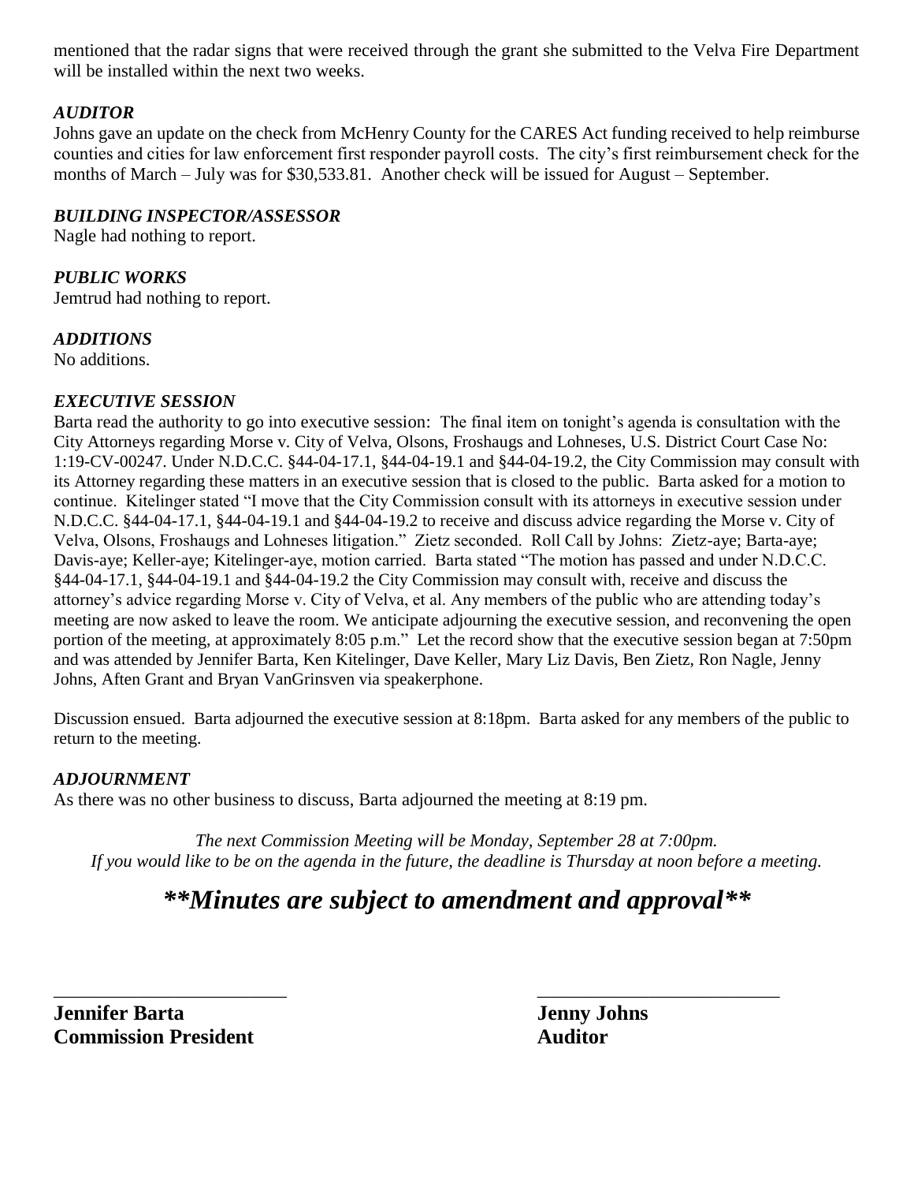mentioned that the radar signs that were received through the grant she submitted to the Velva Fire Department will be installed within the next two weeks.

### *AUDITOR*

Johns gave an update on the check from McHenry County for the CARES Act funding received to help reimburse counties and cities for law enforcement first responder payroll costs. The city's first reimbursement check for the months of March – July was for $30,533.81. Another check will be issued for August – September.

### *BUILDING INSPECTOR/ASSESSOR*

Nagle had nothing to report.

### *PUBLIC WORKS*

Jemtrud had nothing to report.

### *ADDITIONS*

No additions.

### *EXECUTIVE SESSION*

Barta read the authority to go into executive session: The final item on tonight's agenda is consultation with the City Attorneys regarding Morse v. City of Velva, Olsons, Froshaugs and Lohneses, U.S. District Court Case No: 1:19-CV-00247. Under N.D.C.C. §44-04-17.1, §44-04-19.1 and §44-04-19.2, the City Commission may consult with its Attorney regarding these matters in an executive session that is closed to the public. Barta asked for a motion to continue. Kitelinger stated "I move that the City Commission consult with its attorneys in executive session under N.D.C.C. §44-04-17.1, §44-04-19.1 and §44-04-19.2 to receive and discuss advice regarding the Morse v. City of Velva, Olsons, Froshaugs and Lohneses litigation." Zietz seconded. Roll Call by Johns: Zietz-aye; Barta-aye; Davis-aye; Keller-aye; Kitelinger-aye, motion carried. Barta stated "The motion has passed and under N.D.C.C. §44-04-17.1, §44-04-19.1 and §44-04-19.2 the City Commission may consult with, receive and discuss the attorney's advice regarding Morse v. City of Velva, et al. Any members of the public who are attending today's meeting are now asked to leave the room. We anticipate adjourning the executive session, and reconvening the open portion of the meeting, at approximately 8:05 p.m." Let the record show that the executive session began at 7:50pm and was attended by Jennifer Barta, Ken Kitelinger, Dave Keller, Mary Liz Davis, Ben Zietz, Ron Nagle, Jenny Johns, Aften Grant and Bryan VanGrinsven via speakerphone.

Discussion ensued. Barta adjourned the executive session at 8:18pm. Barta asked for any members of the public to return to the meeting.

### *ADJOURNMENT*

As there was no other business to discuss, Barta adjourned the meeting at 8:19 pm.

*The next Commission Meeting will be Monday, September 28 at 7:00pm.*
*If you would like to be on the agenda in the future, the deadline is Thursday at noon before a meeting.*

## ***\*\*Minutes are subject to amendment and approval\*\****

\_\_\_\_\_\_\_\_\_\_\_\_\_\_\_\_\_\_\_\_\_\_\_\_\_
**Jennifer Barta**
**Commission President**

\_\_\_\_\_\_\_\_\_\_\_\_\_\_\_\_\_\_\_\_\_\_\_\_\_
**Jenny Johns**
**Auditor**